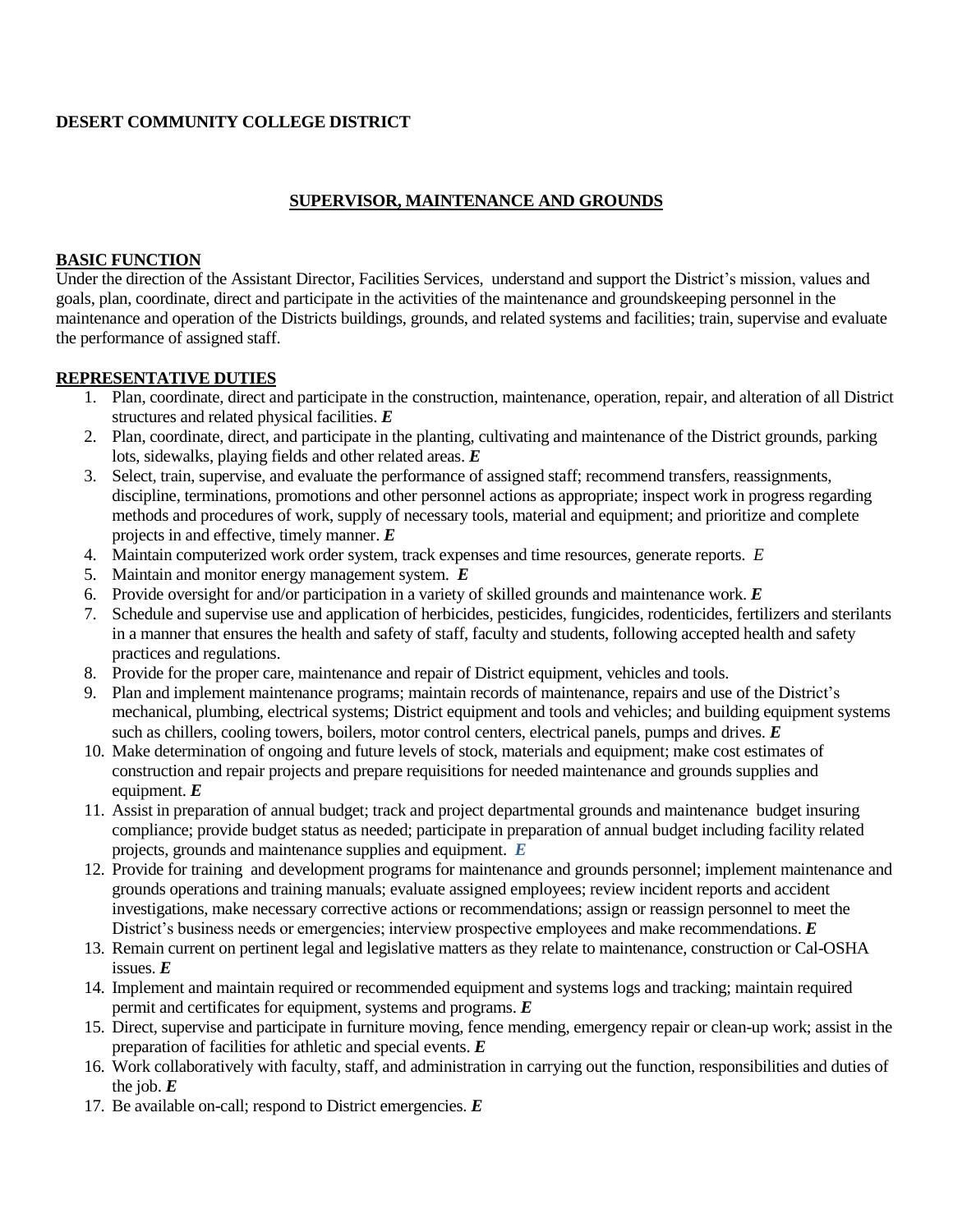**DESERT COMMUNITY COLLEGE DISTRICT**

## SUPERVISOR, MAINTENANCE AND GROUNDS

### BASIC FUNCTION

Under the direction of the Assistant Director, Facilities Services, understand and support the District's mission, values and goals, plan, coordinate, direct and participate in the activities of the maintenance and groundskeeping personnel in the maintenance and operation of the Districts buildings, grounds, and related systems and facilities; train, supervise and evaluate the performance of assigned staff.

### REPRESENTATIVE DUTIES

1. Plan, coordinate, direct and participate in the construction, maintenance, operation, repair, and alteration of all District structures and related physical facilities. ***E***
2. Plan, coordinate, direct, and participate in the planting, cultivating and maintenance of the District grounds, parking lots, sidewalks, playing fields and other related areas. ***E***
3. Select, train, supervise, and evaluate the performance of assigned staff; recommend transfers, reassignments, discipline, terminations, promotions and other personnel actions as appropriate; inspect work in progress regarding methods and procedures of work, supply of necessary tools, material and equipment; and prioritize and complete projects in and effective, timely manner. ***E***
4. Maintain computerized work order system, track expenses and time resources, generate reports. *E*
5. Maintain and monitor energy management system. ***E***
6. Provide oversight for and/or participation in a variety of skilled grounds and maintenance work. ***E***
7. Schedule and supervise use and application of herbicides, pesticides, fungicides, rodenticides, fertilizers and sterilants in a manner that ensures the health and safety of staff, faculty and students, following accepted health and safety practices and regulations.
8. Provide for the proper care, maintenance and repair of District equipment, vehicles and tools.
9. Plan and implement maintenance programs; maintain records of maintenance, repairs and use of the District's mechanical, plumbing, electrical systems; District equipment and tools and vehicles; and building equipment systems such as chillers, cooling towers, boilers, motor control centers, electrical panels, pumps and drives. ***E***
10. Make determination of ongoing and future levels of stock, materials and equipment; make cost estimates of construction and repair projects and prepare requisitions for needed maintenance and grounds supplies and equipment. ***E***
11. Assist in preparation of annual budget; track and project departmental grounds and maintenance budget insuring compliance; provide budget status as needed; participate in preparation of annual budget including facility related projects, grounds and maintenance supplies and equipment. ***E***
12. Provide for training and development programs for maintenance and grounds personnel; implement maintenance and grounds operations and training manuals; evaluate assigned employees; review incident reports and accident investigations, make necessary corrective actions or recommendations; assign or reassign personnel to meet the District's business needs or emergencies; interview prospective employees and make recommendations. ***E***
13. Remain current on pertinent legal and legislative matters as they relate to maintenance, construction or Cal-OSHA issues. ***E***
14. Implement and maintain required or recommended equipment and systems logs and tracking; maintain required permit and certificates for equipment, systems and programs. ***E***
15. Direct, supervise and participate in furniture moving, fence mending, emergency repair or clean-up work; assist in the preparation of facilities for athletic and special events. ***E***
16. Work collaboratively with faculty, staff, and administration in carrying out the function, responsibilities and duties of the job. ***E***
17. Be available on-call; respond to District emergencies. ***E***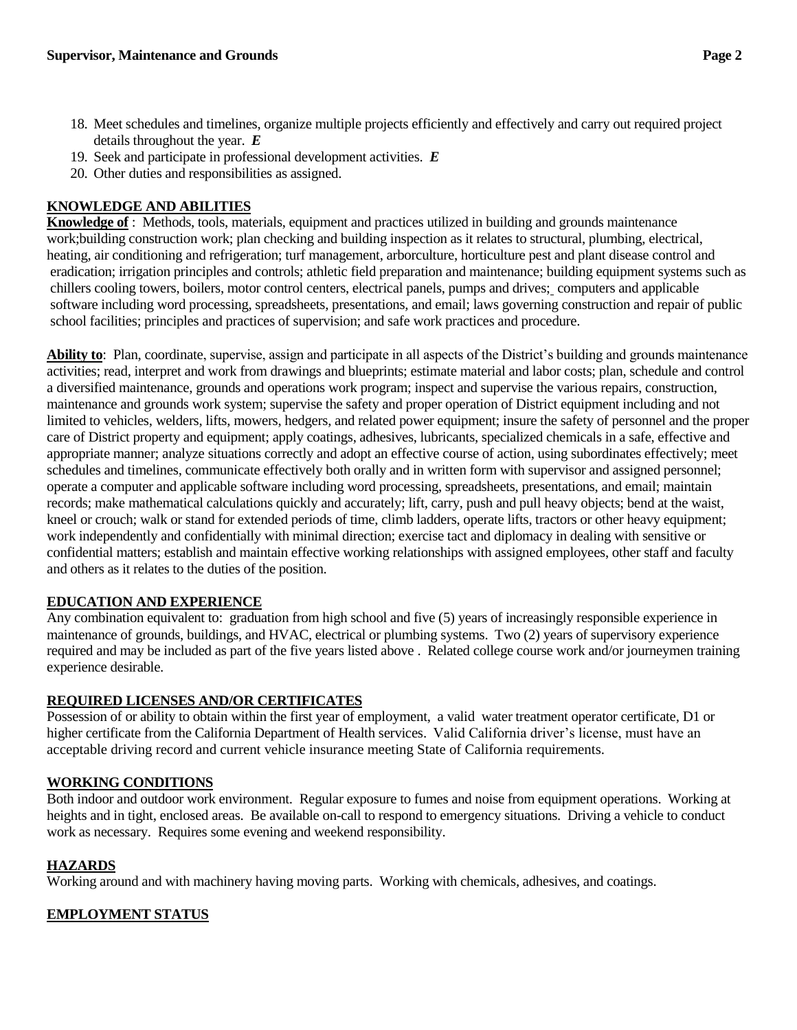18. Meet schedules and timelines, organize multiple projects efficiently and effectively and carry out required project details throughout the year. ***E***
19. Seek and participate in professional development activities. ***E***
20. Other duties and responsibilities as assigned.

## KNOWLEDGE AND ABILITIES

**Knowledge of** : Methods, tools, materials, equipment and practices utilized in building and grounds maintenance work;building construction work; plan checking and building inspection as it relates to structural, plumbing, electrical, heating, air conditioning and refrigeration; turf management, arborculture, horticulture pest and plant disease control and eradication; irrigation principles and controls; athletic field preparation and maintenance; building equipment systems such as chillers cooling towers, boilers, motor control centers, electrical panels, pumps and drives; computers and applicable software including word processing, spreadsheets, presentations, and email; laws governing construction and repair of public school facilities; principles and practices of supervision; and safe work practices and procedure.

**Ability to**: Plan, coordinate, supervise, assign and participate in all aspects of the District's building and grounds maintenance activities; read, interpret and work from drawings and blueprints; estimate material and labor costs; plan, schedule and control a diversified maintenance, grounds and operations work program; inspect and supervise the various repairs, construction, maintenance and grounds work system; supervise the safety and proper operation of District equipment including and not limited to vehicles, welders, lifts, mowers, hedgers, and related power equipment; insure the safety of personnel and the proper care of District property and equipment; apply coatings, adhesives, lubricants, specialized chemicals in a safe, effective and appropriate manner; analyze situations correctly and adopt an effective course of action, using subordinates effectively; meet schedules and timelines, communicate effectively both orally and in written form with supervisor and assigned personnel; operate a computer and applicable software including word processing, spreadsheets, presentations, and email; maintain records; make mathematical calculations quickly and accurately; lift, carry, push and pull heavy objects; bend at the waist, kneel or crouch; walk or stand for extended periods of time, climb ladders, operate lifts, tractors or other heavy equipment; work independently and confidentially with minimal direction; exercise tact and diplomacy in dealing with sensitive or confidential matters; establish and maintain effective working relationships with assigned employees, other staff and faculty and others as it relates to the duties of the position.

## EDUCATION AND EXPERIENCE

Any combination equivalent to: graduation from high school and five (5) years of increasingly responsible experience in maintenance of grounds, buildings, and HVAC, electrical or plumbing systems. Two (2) years of supervisory experience required and may be included as part of the five years listed above . Related college course work and/or journeymen training experience desirable.

## REQUIRED LICENSES AND/OR CERTIFICATES

Possession of or ability to obtain within the first year of employment, a valid water treatment operator certificate, D1 or higher certificate from the California Department of Health services. Valid California driver's license, must have an acceptable driving record and current vehicle insurance meeting State of California requirements.

## WORKING CONDITIONS

Both indoor and outdoor work environment. Regular exposure to fumes and noise from equipment operations. Working at heights and in tight, enclosed areas. Be available on-call to respond to emergency situations. Driving a vehicle to conduct work as necessary. Requires some evening and weekend responsibility.

## HAZARDS

Working around and with machinery having moving parts. Working with chemicals, adhesives, and coatings.

## EMPLOYMENT STATUS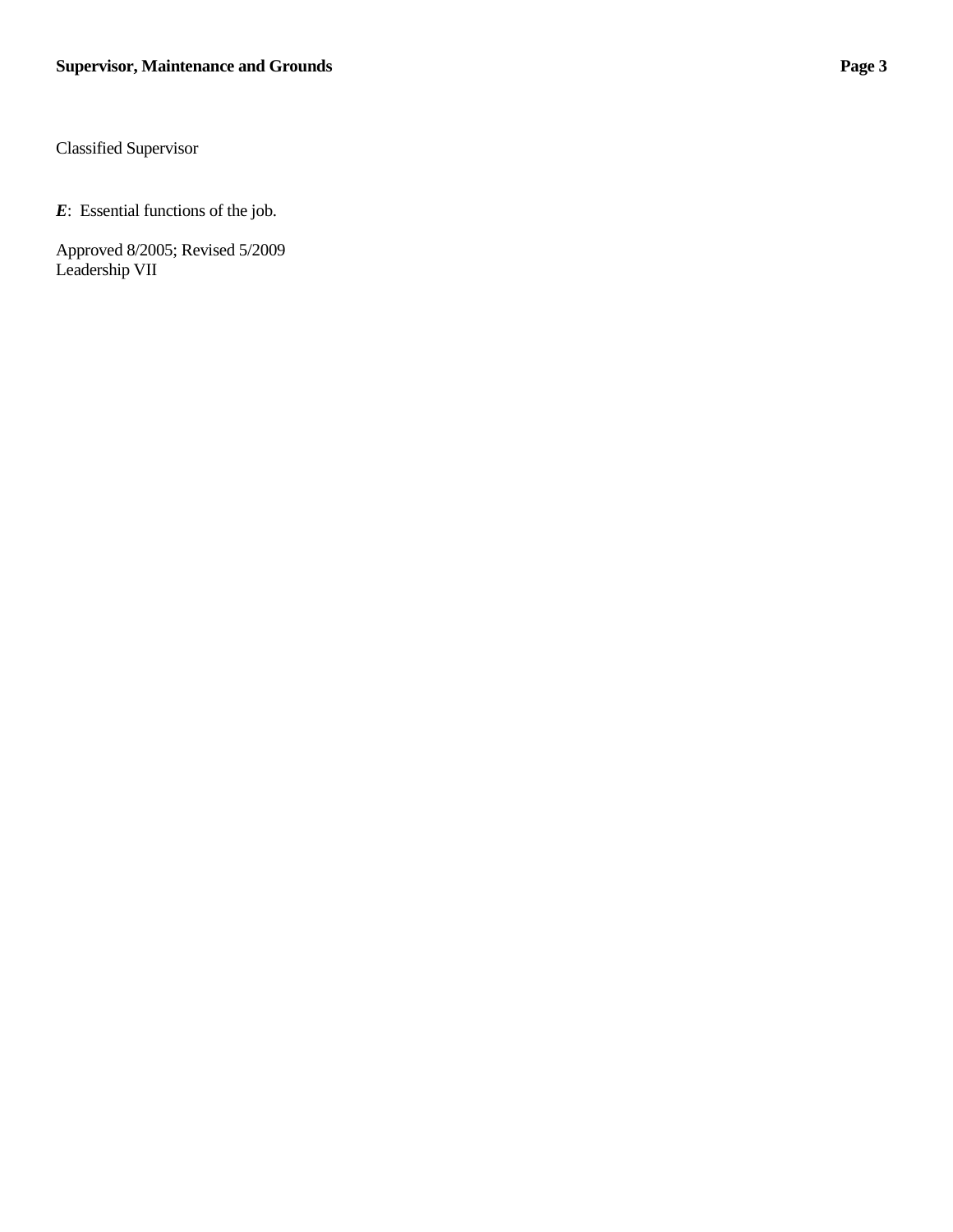Classified Supervisor

***E***:  Essential functions of the job.

Approved 8/2005; Revised 5/2009
Leadership VII